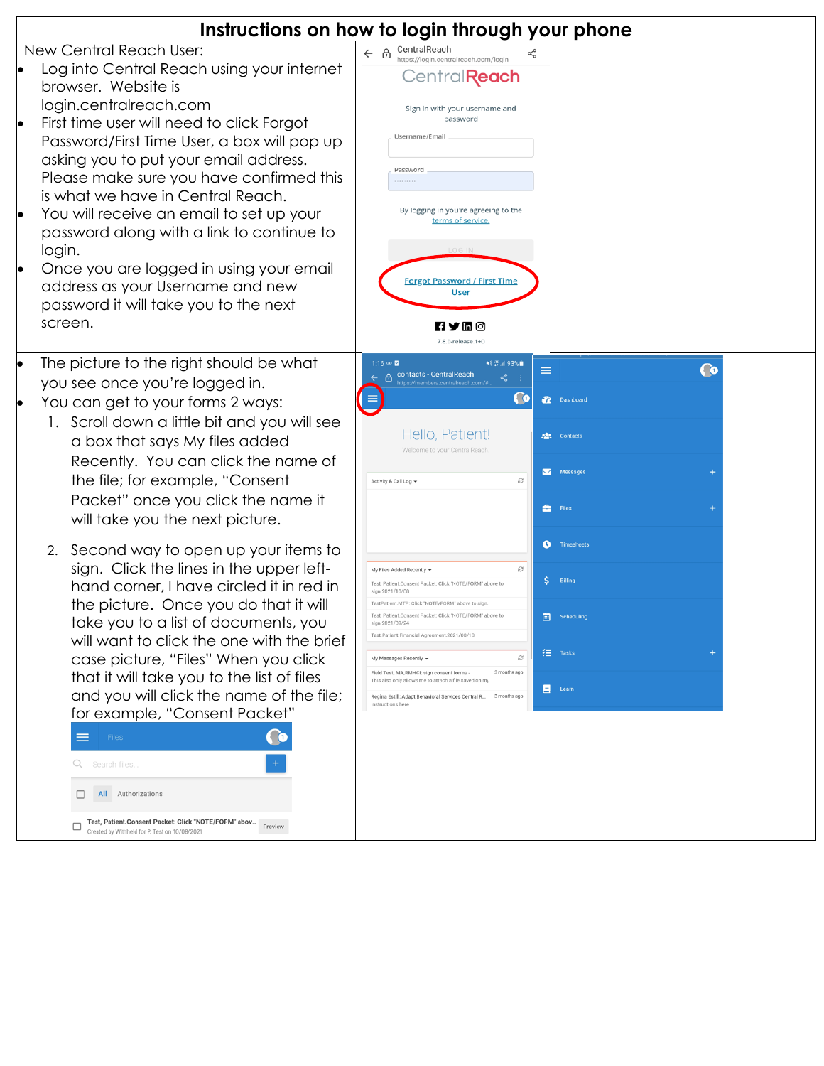# Instructions on how to login through your phone

New Central Reach User:

- Log into Central Reach using your internet browser. Website is login.centralreach.com
- First time user will need to click Forgot Password/First Time User, a box will pop up asking you to put your email address. Please make sure you have confirmed this is what we have in Central Reach.
- You will receive an email to set up your password along with a link to continue to login.
- Once you are logged in using your email address as your Username and new password it will take you to the next screen.

---

- The picture to the right should be what you see once you're logged in.
- You can get to your forms 2 ways:
  1. Scroll down a little bit and you will see a box that says My files added Recently. You can click the name of the file; for example, "Consent Packet" once you click the name it will take you the next picture.
  2. Second way to open up your items to sign. Click the lines in the upper left-hand corner, I have circled it in red in the picture. Once you do that it will take you to a list of documents, you will want to click the one with the brief case picture, "Files" When you click that it will take you to the list of files and you will click the name of the file; for example, "Consent Packet"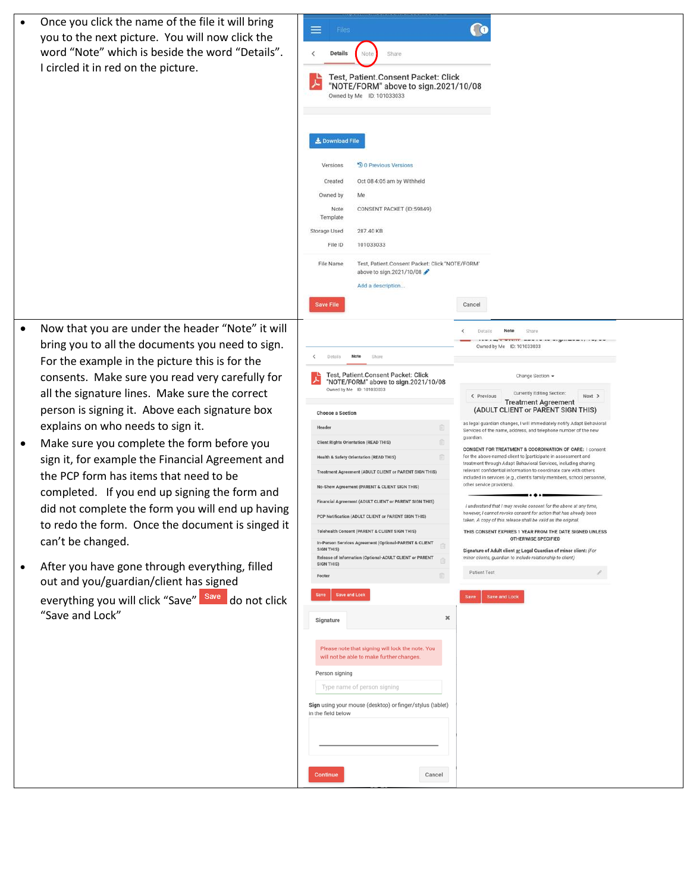- Once you click the name of the file it will bring you to the next picture. You will now click the word "Note" which is beside the word "Details". I circled it in red on the picture.

- Now that you are under the header "Note" it will bring you to all the documents you need to sign. For the example in the picture this is for the consents. Make sure you read very carefully for all the signature lines. Make sure the correct person is signing it. Above each signature box explains on who needs to sign it.
- Make sure you complete the form before you sign it, for example the Financial Agreement and the PCP form has items that need to be completed. If you end up signing the form and did not complete the form you will end up having to redo the form. Once the document is singed it can't be changed.

- After you have gone through everything, filled out and you/guardian/client has signed everything you will click "Save" Save do not click "Save and Lock"